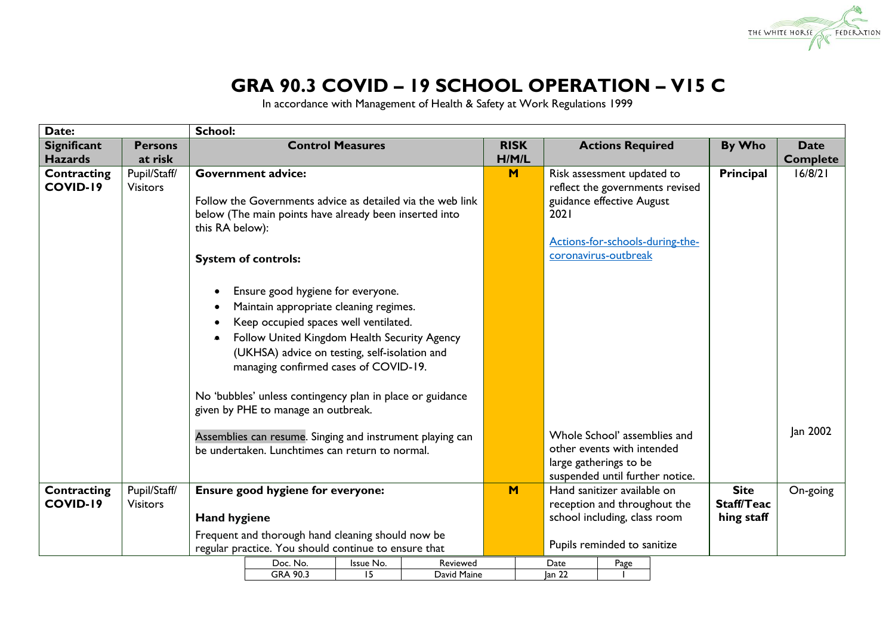# GRA 90.3 COVID – 19 SCHOOL OPERATION – V15 C

In accordance with Management of Health & Safety at Work Regulations 1999

| Date: | | School: | | | | |
|---|---|---|---|---|---|---|
| **Significant Hazards** | **Persons at risk** | **Control Measures** | **RISK H/M/L** | **Actions Required** | **By Who** | **Date Complete** |
| **Contracting COVID-19** | Pupil/Staff/ Visitors | **Government advice:**<br><br>Follow the Governments advice as detailed via the web link below (The main points have already been inserted into this RA below):<br><br>**System of controls:**<br><br>- Ensure good hygiene for everyone.<br>- Maintain appropriate cleaning regimes.<br>- Keep occupied spaces well ventilated.<br>- Follow United Kingdom Health Security Agency (UKHSA) advice on testing, self-isolation and managing confirmed cases of COVID-19.<br><br>No 'bubbles' unless contingency plan in place or guidance given by PHE to manage an outbreak.<br><br>Assemblies can resume. Singing and instrument playing can be undertaken. Lunchtimes can return to normal. | **M** | Risk assessment updated to reflect the governments revised guidance effective August 2021<br><br>[Actions-for-schools-during-the-coronavirus-outbreak]<br><br>Whole School' assemblies and other events with intended large gatherings to be suspended until further notice. | **Principal** | 16/8/21<br><br>Jan 2002 |
| **Contracting COVID-19** | Pupil/Staff/ Visitors | **Ensure good hygiene for everyone:**<br><br>**Hand hygiene**<br><br>Frequent and thorough hand cleaning should now be regular practice. You should continue to ensure that | **M** | Hand sanitizer available on reception and throughout the school including, class room<br><br>Pupils reminded to sanitize | **Site Staff/Teaching staff** | On-going |

| Doc. No. | Issue No. | Reviewed | Date | Page |
|---|---|---|---|---|
| GRA 90.3 | 15 | David Maine | Jan 22 | 1 |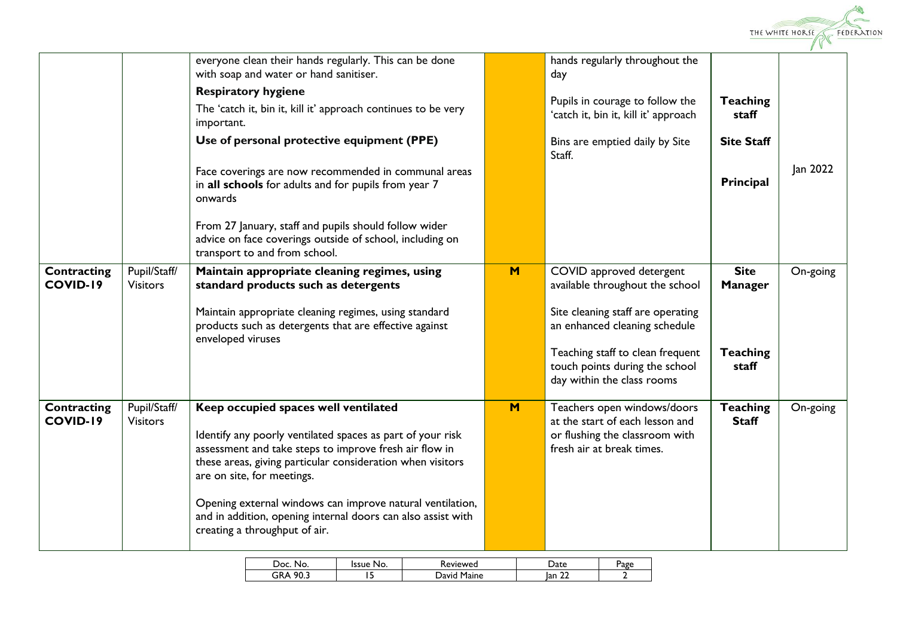| | | | | | | |
|---|---|---|---|---|---|---|
| | | everyone clean their hands regularly. This can be done with soap and water or hand sanitiser.<br>**Respiratory hygiene**<br>The 'catch it, bin it, kill it' approach continues to be very important.<br>**Use of personal protective equipment (PPE)**<br>Face coverings are now recommended in communal areas in **all schools** for adults and for pupils from year 7 onwards<br>From 27 January, staff and pupils should follow wider advice on face coverings outside of school, including on transport to and from school. | | hands regularly throughout the day<br>Pupils in courage to follow the 'catch it, bin it, kill it' approach<br>Bins are emptied daily by Site Staff. | **Teaching staff**<br>**Site Staff**<br>**Principal** | Jan 2022 |
| **Contracting COVID-19** | Pupil/Staff/ Visitors | **Maintain appropriate cleaning regimes, using standard products such as detergents**<br>Maintain appropriate cleaning regimes, using standard products such as detergents that are effective against enveloped viruses | **M** | COVID approved detergent available throughout the school<br>Site cleaning staff are operating an enhanced cleaning schedule<br>Teaching staff to clean frequent touch points during the school day within the class rooms | **Site Manager**<br>**Teaching staff** | On-going |
| **Contracting COVID-19** | Pupil/Staff/ Visitors | **Keep occupied spaces well ventilated**<br>Identify any poorly ventilated spaces as part of your risk assessment and take steps to improve fresh air flow in these areas, giving particular consideration when visitors are on site, for meetings.<br>Opening external windows can improve natural ventilation, and in addition, opening internal doors can also assist with creating a throughput of air. | **M** | Teachers open windows/doors at the start of each lesson and or flushing the classroom with fresh air at break times. | **Teaching Staff** | On-going |

| Doc. No. | Issue No. | Reviewed | Date | Page |
|---|---|---|---|---|
| GRA 90.3 | 15 | David Maine | Jan 22 | 2 |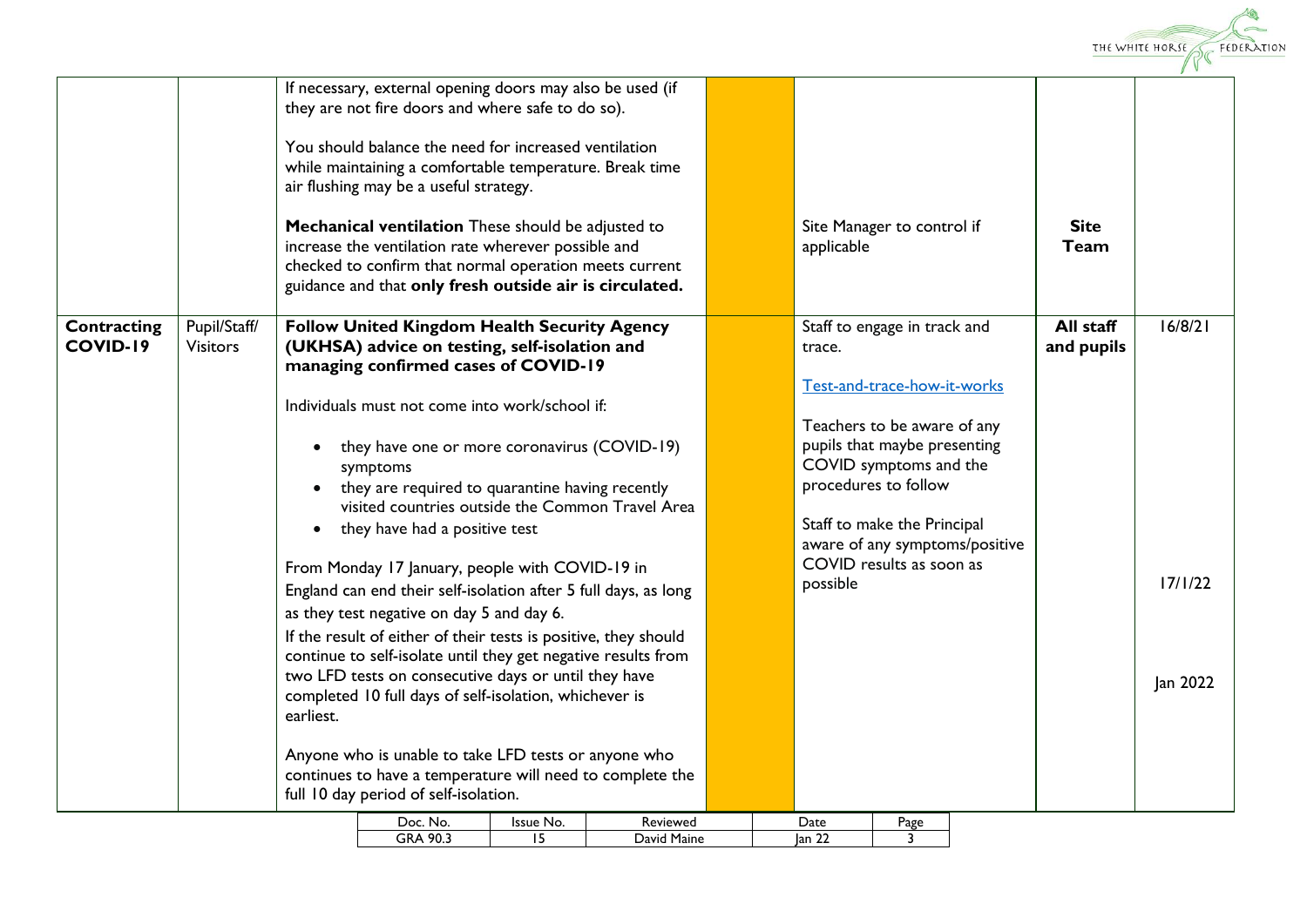| | | | | | | |
|---|---|---|---|---|---|---|
| | | If necessary, external opening doors may also be used (if they are not fire doors and where safe to do so).<br><br>You should balance the need for increased ventilation while maintaining a comfortable temperature. Break time air flushing may be a useful strategy.<br><br>**Mechanical ventilation** These should be adjusted to increase the ventilation rate wherever possible and checked to confirm that normal operation meets current guidance and that **only fresh outside air is circulated.** | | Site Manager to control if applicable | **Site Team** | |
| **Contracting COVID-19** | Pupil/Staff/ Visitors | **Follow United Kingdom Health Security Agency (UKHSA) advice on testing, self-isolation and managing confirmed cases of COVID-19**<br><br>Individuals must not come into work/school if:<br><br>• they have one or more coronavirus (COVID-19) symptoms<br>• they are required to quarantine having recently visited countries outside the Common Travel Area<br>• they have had a positive test<br><br>From Monday 17 January, people with COVID-19 in England can end their self-isolation after 5 full days, as long as they test negative on day 5 and day 6.<br>If the result of either of their tests is positive, they should continue to self-isolate until they get negative results from two LFD tests on consecutive days or until they have completed 10 full days of self-isolation, whichever is earliest.<br><br>Anyone who is unable to take LFD tests or anyone who continues to have a temperature will need to complete the full 10 day period of self-isolation. | | Staff to engage in track and trace.<br><br>Test-and-trace-how-it-works<br><br>Teachers to be aware of any pupils that maybe presenting COVID symptoms and the procedures to follow<br><br>Staff to make the Principal aware of any symptoms/positive COVID results as soon as possible | **All staff and pupils** | 16/8/21<br><br>17/1/22<br><br>Jan 2022 |

| Doc. No. | Issue No. | Reviewed | Date | Page |
|---|---|---|---|---|
| GRA 90.3 | 15 | David Maine | Jan 22 | 3 |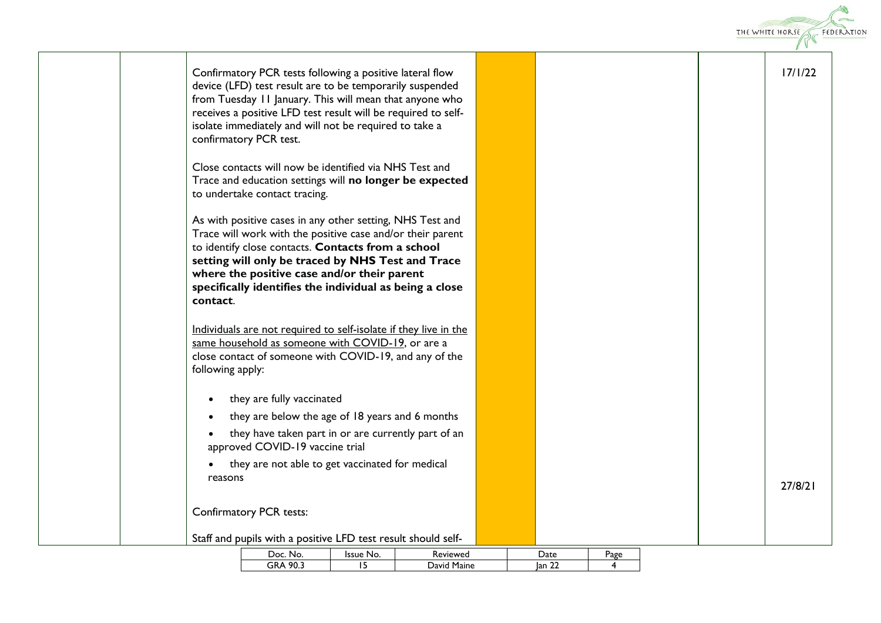| | | | | | | |
|---|---|---|---|---|---|---|
| | | Confirmatory PCR tests following a positive lateral flow device (LFD) test result are to be temporarily suspended from Tuesday 11 January. This will mean that anyone who receives a positive LFD test result will be required to self-isolate immediately and will not be required to take a confirmatory PCR test.<br><br>Close contacts will now be identified via NHS Test and Trace and education settings will **no longer be expected** to undertake contact tracing.<br><br>As with positive cases in any other setting, NHS Test and Trace will work with the positive case and/or their parent to identify close contacts. **Contacts from a school setting will only be traced by NHS Test and Trace where the positive case and/or their parent specifically identifies the individual as being a close contact**.<br><br><u>Individuals are not required to self-isolate if they live in the same household as someone with COVID-19</u>, or are a close contact of someone with COVID-19, and any of the following apply:<br><br>• they are fully vaccinated<br>• they are below the age of 18 years and 6 months<br>• they have taken part in or are currently part of an approved COVID-19 vaccine trial<br>• they are not able to get vaccinated for medical reasons<br><br>Confirmatory PCR tests:<br><br>Staff and pupils with a positive LFD test result should self- | | | | 17/1/22<br><br>27/8/21 |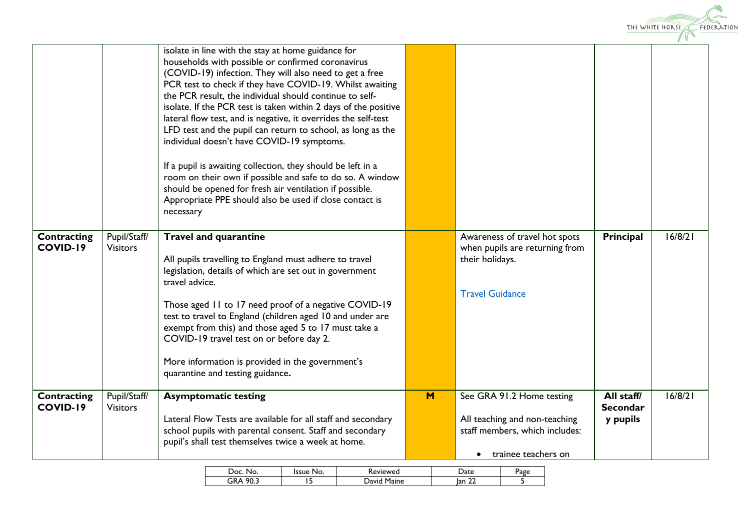| | | | | | | |
|---|---|---|---|---|---|---|
| | | isolate in line with the stay at home guidance for households with possible or confirmed coronavirus (COVID-19) infection. They will also need to get a free PCR test to check if they have COVID-19. Whilst awaiting the PCR result, the individual should continue to self-isolate. If the PCR test is taken within 2 days of the positive lateral flow test, and is negative, it overrides the self-test LFD test and the pupil can return to school, as long as the individual doesn't have COVID-19 symptoms.<br><br>If a pupil is awaiting collection, they should be left in a room on their own if possible and safe to do so. A window should be opened for fresh air ventilation if possible. Appropriate PPE should also be used if close contact is necessary | | | | |
| **Contracting COVID-19** | Pupil/Staff/ Visitors | **Travel and quarantine**<br><br>All pupils travelling to England must adhere to travel legislation, details of which are set out in government travel advice.<br><br>Those aged 11 to 17 need proof of a negative COVID-19 test to travel to England (children aged 10 and under are exempt from this) and those aged 5 to 17 must take a COVID-19 travel test on or before day 2.<br><br>More information is provided in the government's quarantine and testing guidance**.** | | Awareness of travel hot spots when pupils are returning from their holidays.<br><br>[Travel Guidance]() | **Principal** | 16/8/21 |
| **Contracting COVID-19** | Pupil/Staff/ Visitors | **Asymptomatic testing**<br><br>Lateral Flow Tests are available for all staff and secondary school pupils with parental consent. Staff and secondary pupil's shall test themselves twice a week at home. | **M** | See GRA 91.2 Home testing<br><br>All teaching and non-teaching staff members, which includes:<br><br>• trainee teachers on | **All staff/ Secondary pupils** | 16/8/21 |

| Doc. No. | Issue No. | Reviewed | Date | Page |
|---|---|---|---|---|
| GRA 90.3 | 15 | David Maine | Jan 22 | 5 |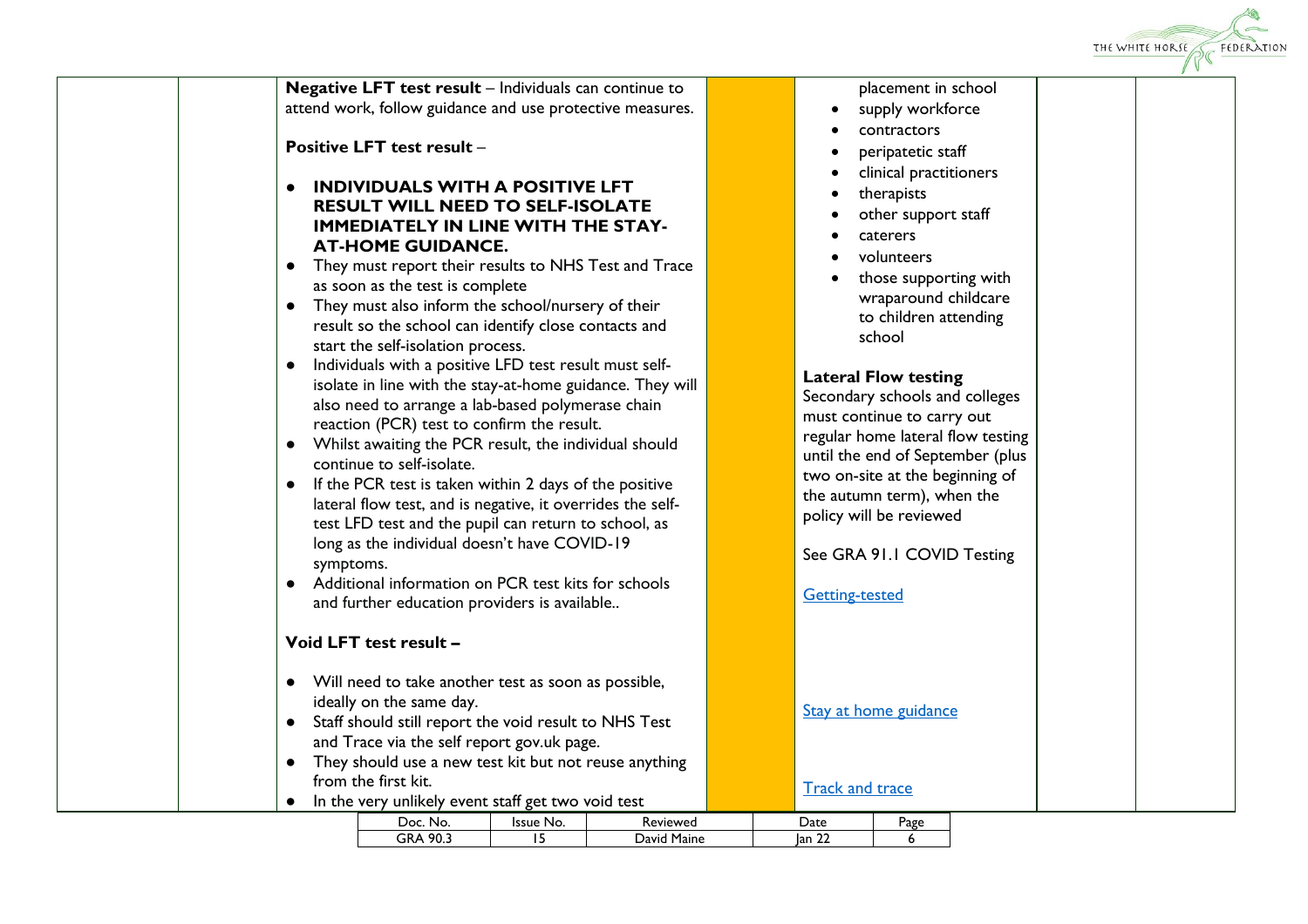| | | | | | | |
|---|---|---|---|---|---|---|
| | | **Negative LFT test result** – Individuals can continue to attend work, follow guidance and use protective measures.<br><br>**Positive LFT test result** –<br><br>• **INDIVIDUALS WITH A POSITIVE LFT RESULT WILL NEED TO SELF-ISOLATE IMMEDIATELY IN LINE WITH THE STAY-AT-HOME GUIDANCE.**<br>• They must report their results to NHS Test and Trace as soon as the test is complete<br>• They must also inform the school/nursery of their result so the school can identify close contacts and start the self-isolation process.<br>• Individuals with a positive LFD test result must self-isolate in line with the stay-at-home guidance. They will also need to arrange a lab-based polymerase chain reaction (PCR) test to confirm the result.<br>• Whilst awaiting the PCR result, the individual should continue to self-isolate.<br>• If the PCR test is taken within 2 days of the positive lateral flow test, and is negative, it overrides the self-test LFD test and the pupil can return to school, as long as the individual doesn't have COVID-19 symptoms.<br>• Additional information on PCR test kits for schools and further education providers is available..<br><br>**Void LFT test result –**<br><br>• Will need to take another test as soon as possible, ideally on the same day.<br>• Staff should still report the void result to NHS Test and Trace via the self report gov.uk page.<br>• They should use a new test kit but not reuse anything from the first kit.<br>• In the very unlikely event staff get two void test | | • placement in school<br>• supply workforce<br>• contractors<br>• peripatetic staff<br>• clinical practitioners<br>• therapists<br>• other support staff<br>• caterers<br>• volunteers<br>• those supporting with wraparound childcare to children attending school<br><br>**Lateral Flow testing**<br>Secondary schools and colleges must continue to carry out regular home lateral flow testing until the end of September (plus two on-site at the beginning of the autumn term), when the policy will be reviewed<br><br>See GRA 91.1 COVID Testing<br><br>Getting-tested<br><br>Stay at home guidance<br><br>Track and trace | | |

| Doc. No. | Issue No. | Reviewed | Date | Page |
|---|---|---|---|---|
| GRA 90.3 | 15 | David Maine | Jan 22 | 6 |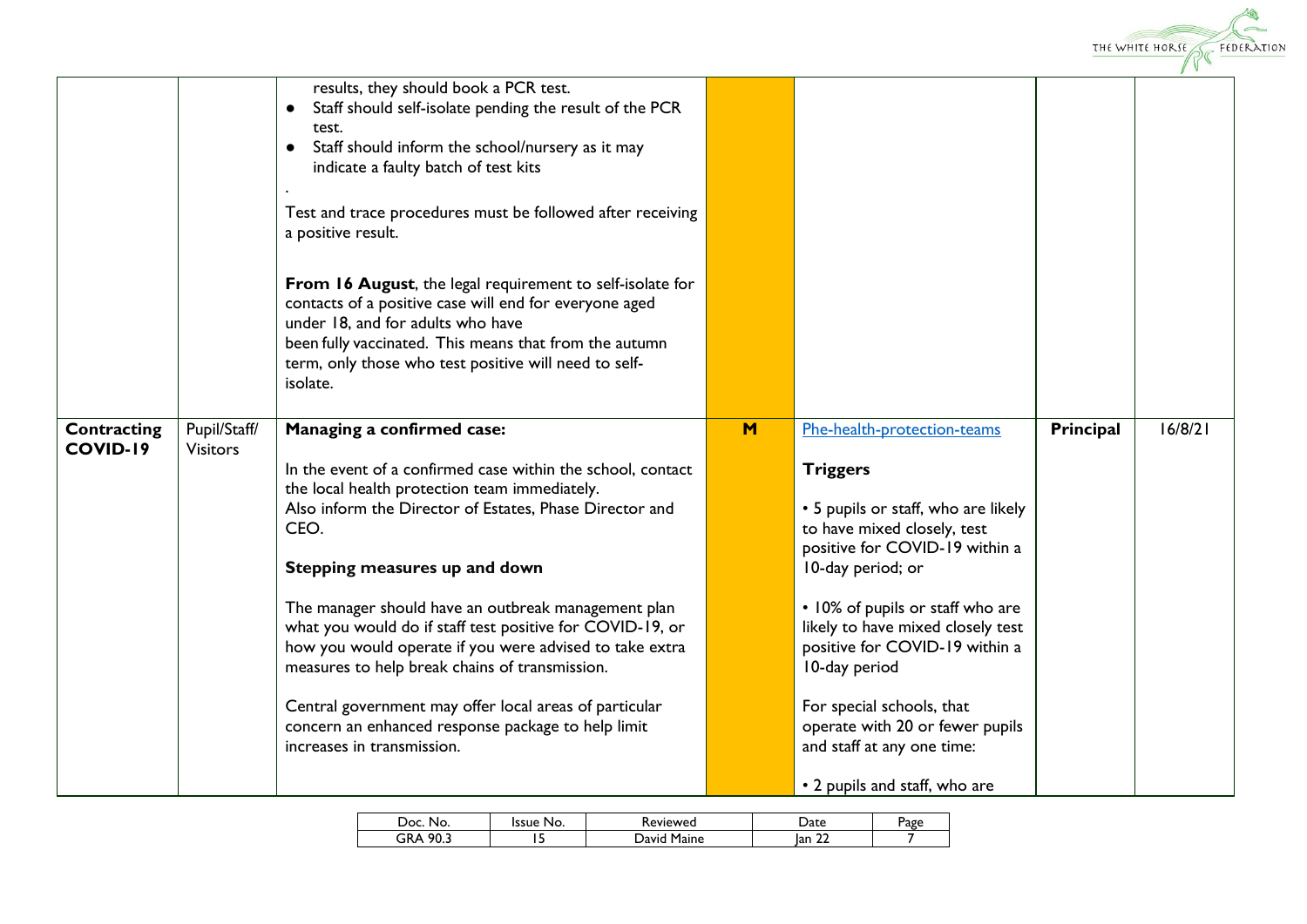| | | | | | | |
|---|---|---|---|---|---|---|
| | | results, they should book a PCR test.<br>● Staff should self-isolate pending the result of the PCR test.<br>● Staff should inform the school/nursery as it may indicate a faulty batch of test kits<br>.<br>Test and trace procedures must be followed after receiving a positive result.<br><br>**From 16 August**, the legal requirement to self-isolate for contacts of a positive case will end for everyone aged under 18, and for adults who have been fully vaccinated. This means that from the autumn term, only those who test positive will need to self-isolate. | | | | |
| **Contracting COVID-19** | Pupil/Staff/ Visitors | **Managing a confirmed case:**<br><br>In the event of a confirmed case within the school, contact the local health protection team immediately.<br>Also inform the Director of Estates, Phase Director and CEO.<br><br>**Stepping measures up and down**<br><br>The manager should have an outbreak management plan what you would do if staff test positive for COVID-19, or how you would operate if you were advised to take extra measures to help break chains of transmission.<br><br>Central government may offer local areas of particular concern an enhanced response package to help limit increases in transmission. | **M** | Phe-health-protection-teams<br><br>**Triggers**<br><br>• 5 pupils or staff, who are likely to have mixed closely, test positive for COVID-19 within a 10-day period; or<br><br>• 10% of pupils or staff who are likely to have mixed closely test positive for COVID-19 within a 10-day period<br><br>For special schools, that operate with 20 or fewer pupils and staff at any one time:<br><br>• 2 pupils and staff, who are | **Principal** | 16/8/21 |

| Doc. No. | Issue No. | Reviewed | Date | Page |
|---|---|---|---|---|
| GRA 90.3 | 15 | David Maine | Jan 22 | 7 |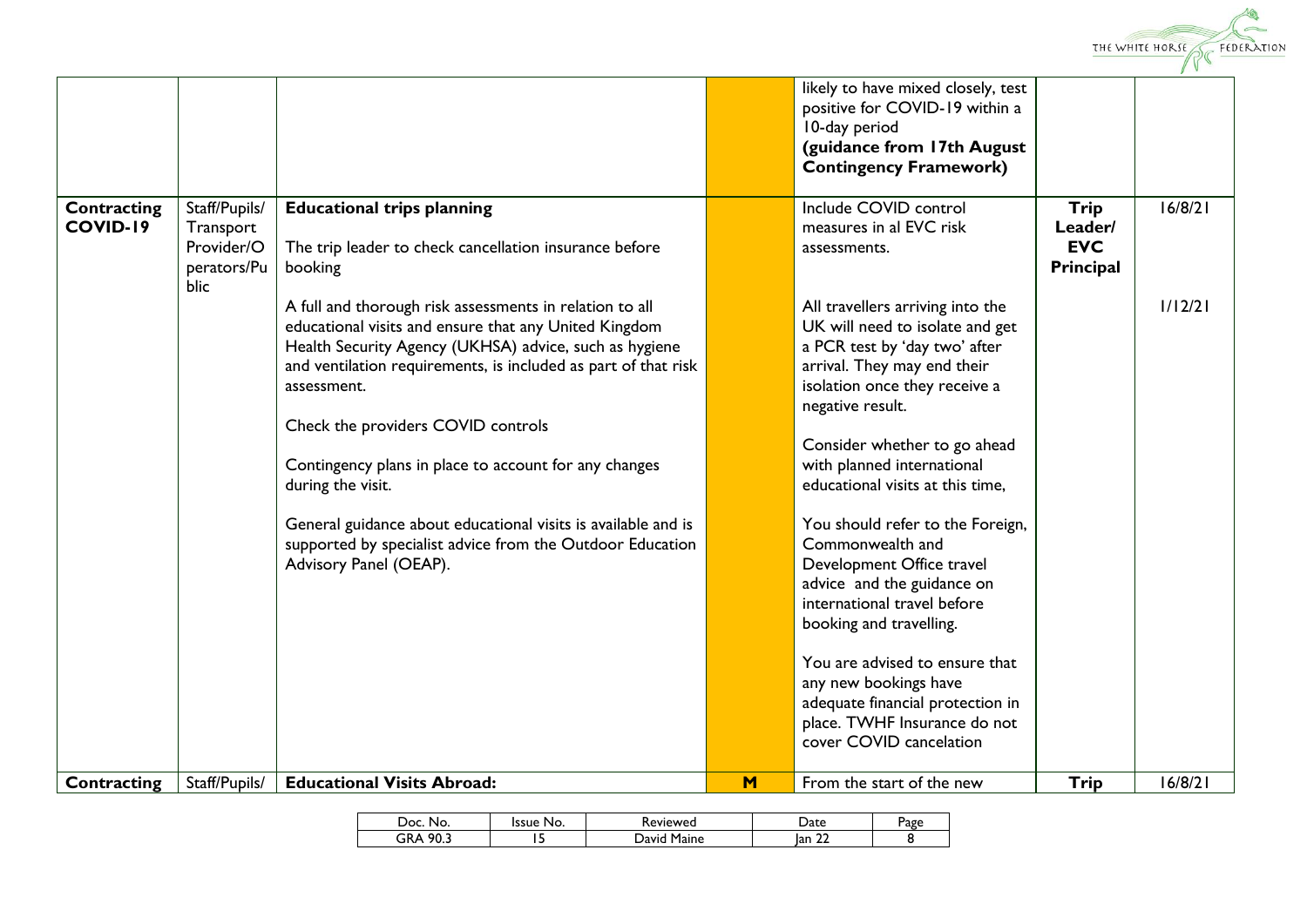| | | | | | | |
|---|---|---|---|---|---|---|
| | | | | likely to have mixed closely, test positive for COVID-19 within a 10-day period **(guidance from 17th August Contingency Framework)** | | |
| **Contracting COVID-19** | Staff/Pupils/ Transport Provider/Operators/Public | **Educational trips planning**<br><br>The trip leader to check cancellation insurance before booking<br><br>A full and thorough risk assessments in relation to all educational visits and ensure that any United Kingdom Health Security Agency (UKHSA) advice, such as hygiene and ventilation requirements, is included as part of that risk assessment.<br><br>Check the providers COVID controls<br><br>Contingency plans in place to account for any changes during the visit.<br><br>General guidance about educational visits is available and is supported by specialist advice from the Outdoor Education Advisory Panel (OEAP). | | Include COVID control measures in al EVC risk assessments.<br><br>All travellers arriving into the UK will need to isolate and get a PCR test by 'day two' after arrival. They may end their isolation once they receive a negative result.<br><br>Consider whether to go ahead with planned international educational visits at this time,<br><br>You should refer to the Foreign, Commonwealth and Development Office travel advice and the guidance on international travel before booking and travelling.<br><br>You are advised to ensure that any new bookings have adequate financial protection in place. TWHF Insurance do not cover COVID cancelation | **Trip Leader/ EVC Principal** | 16/8/21<br><br>1/12/21 |
| **Contracting** | Staff/Pupils/ | **Educational Visits Abroad:** | **M** | From the start of the new | **Trip** | 16/8/21 |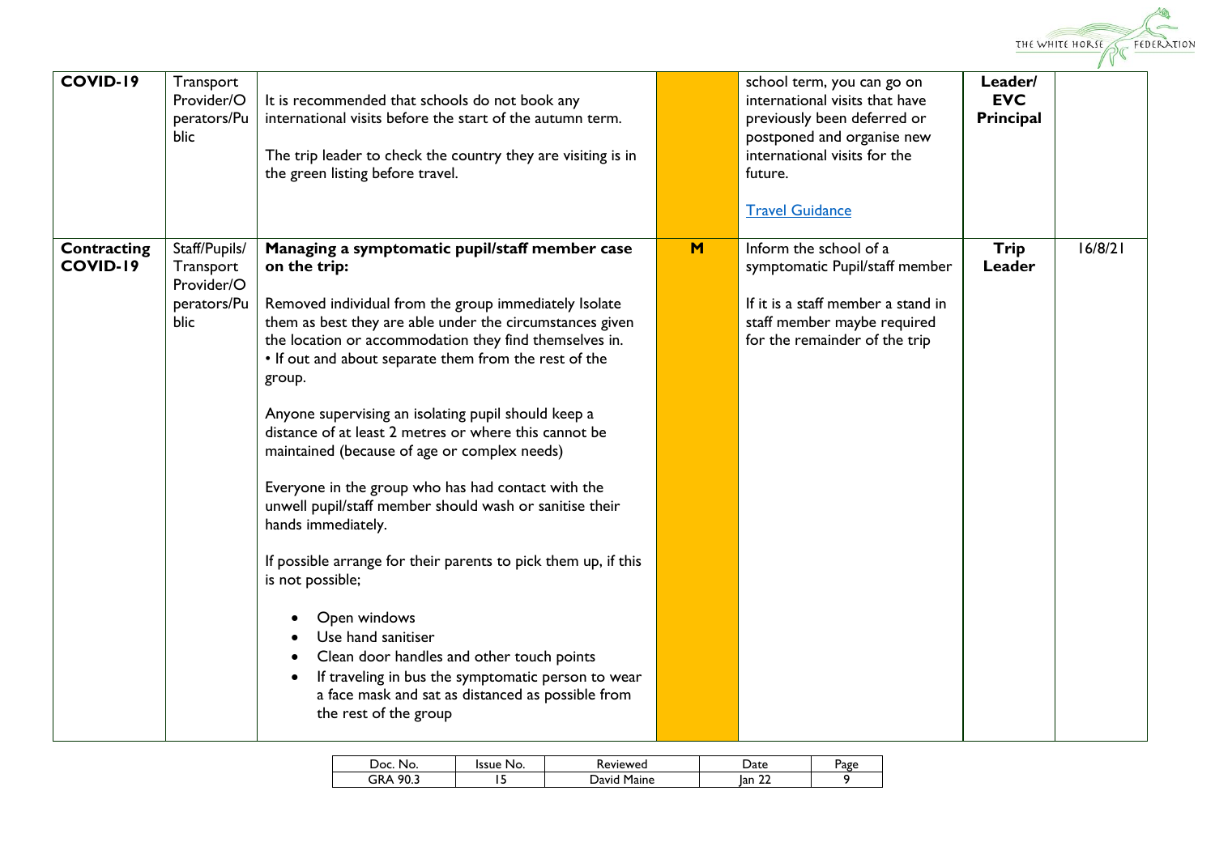| COVID-19 | Transport Provider/Operators/Public | It is recommended that schools do not book any international visits before the start of the autumn term.<br><br>The trip leader to check the country they are visiting is in the green listing before travel. | | school term, you can go on international visits that have previously been deferred or postponed and organise new international visits for the future.<br><br>[Travel Guidance] | **Leader/ EVC Principal** | |
|---|---|---|---|---|---|---|
| **Contracting COVID-19** | Staff/Pupils/ Transport Provider/Operators/Public | **Managing a symptomatic pupil/staff member case on the trip:**<br><br>Removed individual from the group immediately Isolate them as best they are able under the circumstances given the location or accommodation they find themselves in.<br>• If out and about separate them from the rest of the group.<br><br>Anyone supervising an isolating pupil should keep a distance of at least 2 metres or where this cannot be maintained (because of age or complex needs)<br><br>Everyone in the group who has had contact with the unwell pupil/staff member should wash or sanitise their hands immediately.<br><br>If possible arrange for their parents to pick them up, if this is not possible;<br><br>• Open windows<br>• Use hand sanitiser<br>• Clean door handles and other touch points<br>• If traveling in bus the symptomatic person to wear a face mask and sat as distanced as possible from the rest of the group | **M** | Inform the school of a symptomatic Pupil/staff member<br><br>If it is a staff member a stand in staff member maybe required for the remainder of the trip | **Trip Leader** | 16/8/21 |

| Doc. No. | Issue No. | Reviewed | Date | Page |
|---|---|---|---|---|
| GRA 90.3 | 15 | David Maine | Jan 22 | 9 |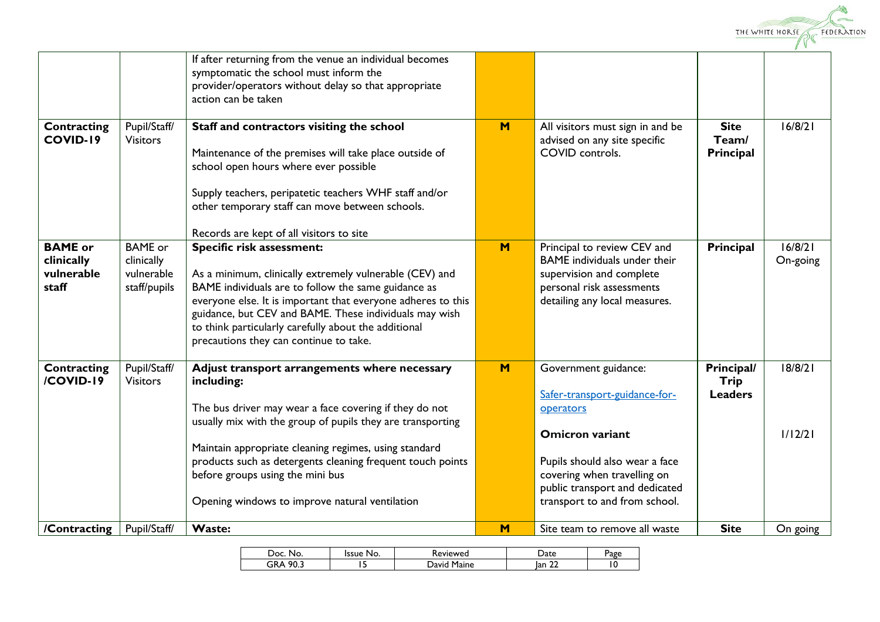|  |  |  |  |  |  |  |
|---|---|---|---|---|---|---|
|  |  | If after returning from the venue an individual becomes symptomatic the school must inform the provider/operators without delay so that appropriate action can be taken |  |  |  |  |
| **Contracting COVID-19** | Pupil/Staff/ Visitors | **Staff and contractors visiting the school**<br><br>Maintenance of the premises will take place outside of school open hours where ever possible<br><br>Supply teachers, peripatetic teachers WHF staff and/or other temporary staff can move between schools.<br><br>Records are kept of all visitors to site | **M** | All visitors must sign in and be advised on any site specific COVID controls. | **Site Team/ Principal** | 16/8/21 |
| **BAME or clinically vulnerable staff** | BAME or clinically vulnerable staff/pupils | **Specific risk assessment:**<br><br>As a minimum, clinically extremely vulnerable (CEV) and BAME individuals are to follow the same guidance as everyone else. It is important that everyone adheres to this guidance, but CEV and BAME. These individuals may wish to think particularly carefully about the additional precautions they can continue to take. | **M** | Principal to review CEV and BAME individuals under their supervision and complete personal risk assessments detailing any local measures. | **Principal** | 16/8/21 On-going |
| **Contracting /COVID-19** | Pupil/Staff/ Visitors | **Adjust transport arrangements where necessary including:**<br><br>The bus driver may wear a face covering if they do not usually mix with the group of pupils they are transporting<br><br>Maintain appropriate cleaning regimes, using standard products such as detergents cleaning frequent touch points before groups using the mini bus<br><br>Opening windows to improve natural ventilation | **M** | Government guidance:<br><br>Safer-transport-guidance-for-operators<br><br>**Omicron variant**<br><br>Pupils should also wear a face covering when travelling on public transport and dedicated transport to and from school. | **Principal/ Trip Leaders** | 18/8/21<br><br>1/12/21 |
| **/Contracting** | Pupil/Staff/ | **Waste:** | **M** | Site team to remove all waste | **Site** | On going |

| Doc. No. | Issue No. | Reviewed | Date | Page |
|---|---|---|---|---|
| GRA 90.3 | 15 | David Maine | Jan 22 | 10 |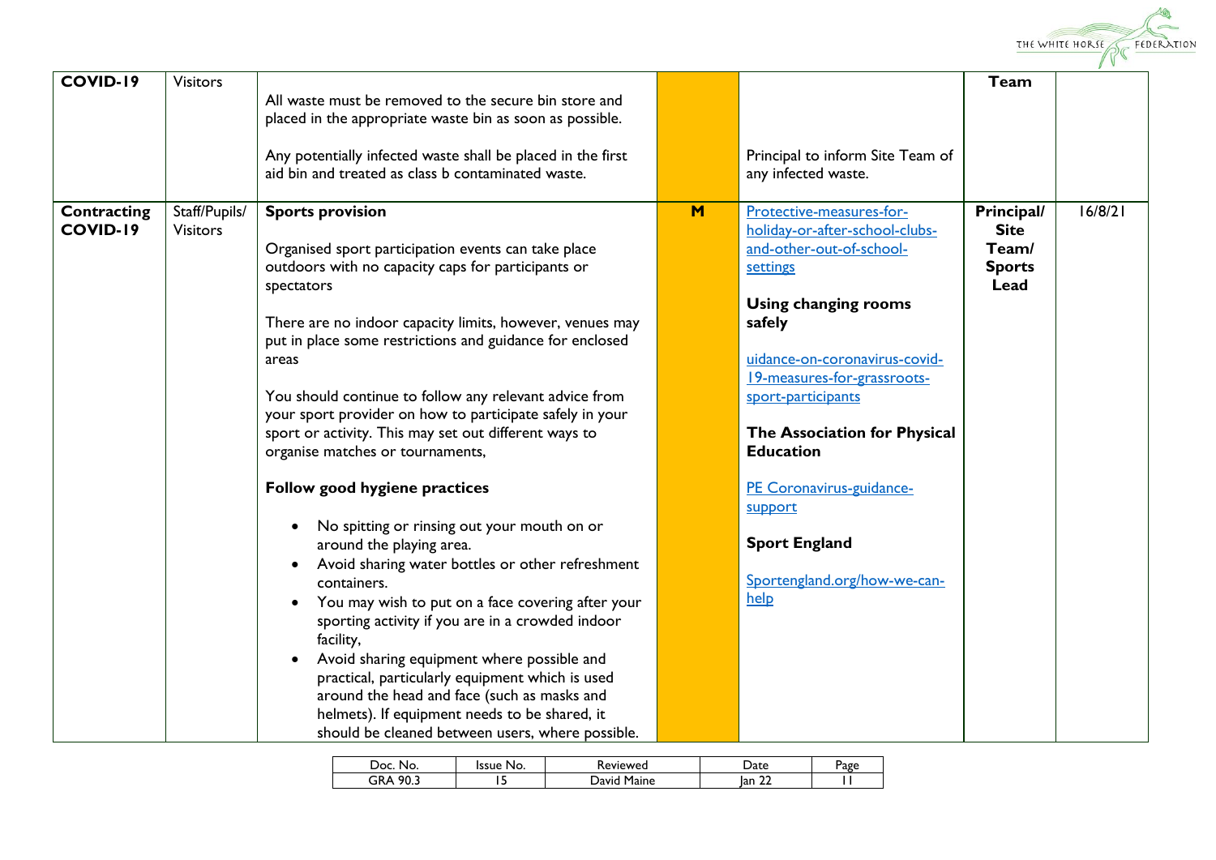| COVID-19 | Visitors | All waste must be removed to the secure bin store and placed in the appropriate waste bin as soon as possible.<br><br>Any potentially infected waste shall be placed in the first aid bin and treated as class b contaminated waste. | | Principal to inform Site Team of any infected waste. | Team | |
|---|---|---|---|---|---|---|
| **Contracting COVID-19** | Staff/Pupils/ Visitors | **Sports provision**<br><br>Organised sport participation events can take place outdoors with no capacity caps for participants or spectators<br><br>There are no indoor capacity limits, however, venues may put in place some restrictions and guidance for enclosed areas<br><br>You should continue to follow any relevant advice from your sport provider on how to participate safely in your sport or activity. This may set out different ways to organise matches or tournaments,<br><br>**Follow good hygiene practices**<br><br>• No spitting or rinsing out your mouth on or around the playing area.<br>• Avoid sharing water bottles or other refreshment containers.<br>• You may wish to put on a face covering after your sporting activity if you are in a crowded indoor facility,<br>• Avoid sharing equipment where possible and practical, particularly equipment which is used around the head and face (such as masks and helmets). If equipment needs to be shared, it should be cleaned between users, where possible. | **M** | Protective-measures-for-holiday-or-after-school-clubs-and-other-out-of-school-settings<br><br>**Using changing rooms safely**<br><br>uidance-on-coronavirus-covid-19-measures-for-grassroots-sport-participants<br><br>**The Association for Physical Education**<br><br>PE Coronavirus-guidance-support<br><br>**Sport England**<br><br>Sportengland.org/how-we-can-help | **Principal/ Site Team/ Sports Lead** | 16/8/21 |

| Doc. No. | Issue No. | Reviewed | Date | Page |
|---|---|---|---|---|
| GRA 90.3 | 15 | David Maine | Jan 22 | 11 |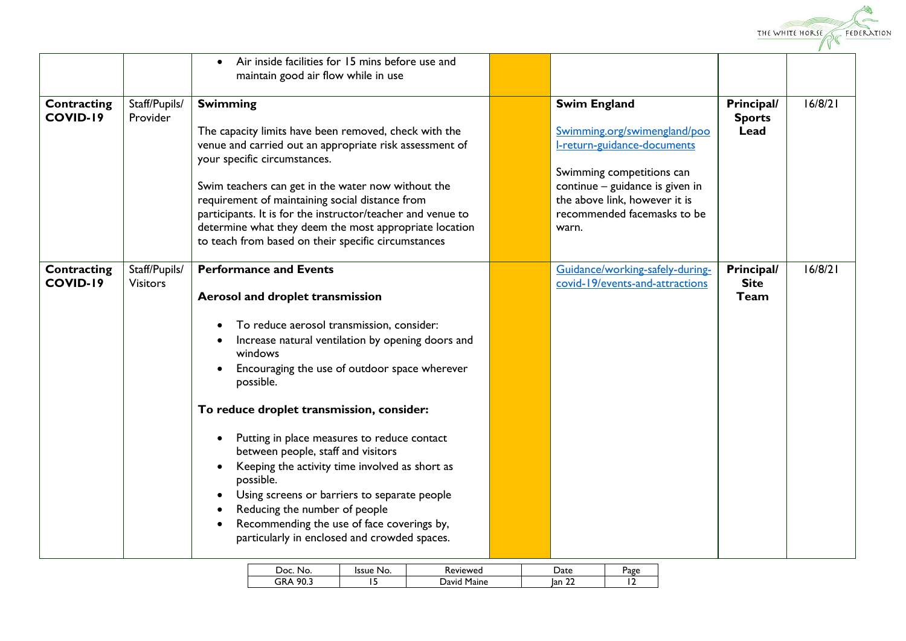| | | | | | | |
|---|---|---|---|---|---|---|
| | | • Air inside facilities for 15 mins before use and maintain good air flow while in use | | | | |
| **Contracting COVID-19** | Staff/Pupils/ Provider | **Swimming**<br><br>The capacity limits have been removed, check with the venue and carried out an appropriate risk assessment of your specific circumstances.<br><br>Swim teachers can get in the water now without the requirement of maintaining social distance from participants. It is for the instructor/teacher and venue to determine what they deem the most appropriate location to teach from based on their specific circumstances | | **Swim England**<br><br>Swimming.org/swimengland/pool-return-guidance-documents<br><br>Swimming competitions can continue – guidance is given in the above link, however it is recommended facemasks to be warn. | **Principal/ Sports Lead** | 16/8/21 |
| **Contracting COVID-19** | Staff/Pupils/ Visitors | **Performance and Events**<br><br>**Aerosol and droplet transmission**<br><br>• To reduce aerosol transmission, consider:<br>• Increase natural ventilation by opening doors and windows<br>• Encouraging the use of outdoor space wherever possible.<br><br>**To reduce droplet transmission, consider:**<br><br>• Putting in place measures to reduce contact between people, staff and visitors<br>• Keeping the activity time involved as short as possible.<br>• Using screens or barriers to separate people<br>• Reducing the number of people<br>• Recommending the use of face coverings by, particularly in enclosed and crowded spaces. | | Guidance/working-safely-during-covid-19/events-and-attractions | **Principal/ Site Team** | 16/8/21 |

| Doc. No. | Issue No. | Reviewed | Date | Page |
|---|---|---|---|---|
| GRA 90.3 | 15 | David Maine | Jan 22 | 12 |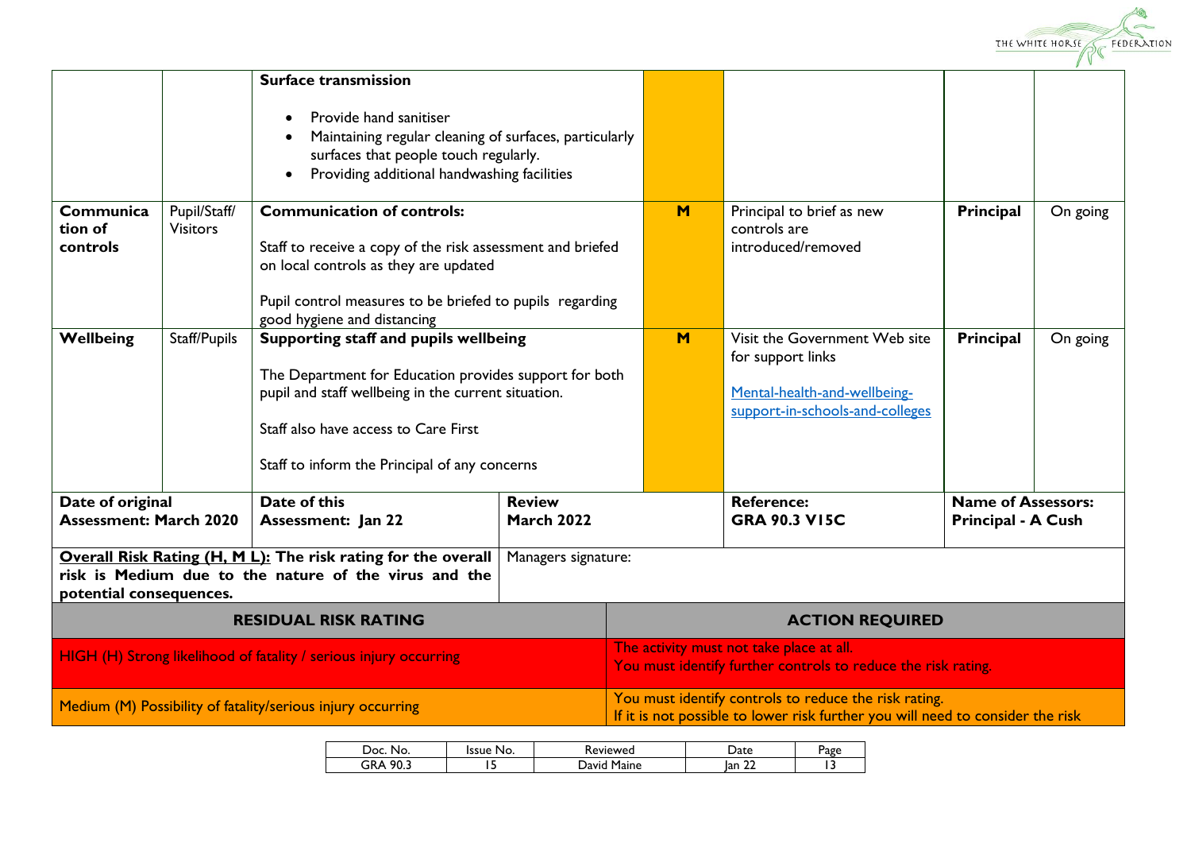| | | | | | | |
|---|---|---|---|---|---|---|
| | | **Surface transmission**<br><br>• Provide hand sanitiser<br>• Maintaining regular cleaning of surfaces, particularly surfaces that people touch regularly.<br>• Providing additional handwashing facilities | | | | |
| **Communication of controls** | Pupil/Staff/ Visitors | **Communication of controls:**<br><br>Staff to receive a copy of the risk assessment and briefed on local controls as they are updated<br><br>Pupil control measures to be briefed to pupils regarding good hygiene and distancing | **M** | Principal to brief as new controls are introduced/removed | **Principal** | On going |
| **Wellbeing** | Staff/Pupils | **Supporting staff and pupils wellbeing**<br><br>The Department for Education provides support for both pupil and staff wellbeing in the current situation.<br><br>Staff also have access to Care First<br><br>Staff to inform the Principal of any concerns | **M** | Visit the Government Web site for support links<br><br>Mental-health-and-wellbeing-support-in-schools-and-colleges | **Principal** | On going |

| | | | | |
|---|---|---|---|---|
| **Date of original Assessment: March 2020** | **Date of this Assessment: Jan 22** | **Review March 2022** | **Reference: GRA 90.3 V15C** | **Name of Assessors: Principal - A Cush** |
| **Overall Risk Rating (H, M L): The risk rating for the overall risk is Medium due to the nature of the virus and the potential consequences.** | Managers signature: | | | |

| RESIDUAL RISK RATING | ACTION REQUIRED |
|---|---|
| HIGH (H) Strong likelihood of fatality / serious injury occurring | The activity must not take place at all.<br>You must identify further controls to reduce the risk rating. |
| Medium (M) Possibility of fatality/serious injury occurring | You must identify controls to reduce the risk rating.<br>If it is not possible to lower risk further you will need to consider the risk |

| Doc. No. | Issue No. | Reviewed | Date | Page |
|---|---|---|---|---|
| GRA 90.3 | 15 | David Maine | Jan 22 | 13 |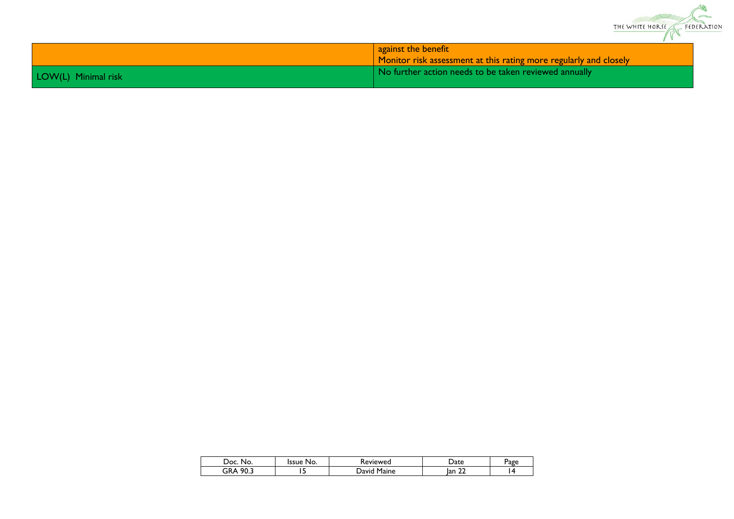| | |
|---|---|
| | against the benefit<br>Monitor risk assessment at this rating more regularly and closely |
| LOW(L) Minimal risk | No further action needs to be taken reviewed annually |

| Doc. No. | Issue No. | Reviewed | Date | Page |
|---|---|---|---|---|
| GRA 90.3 | 15 | David Maine | Jan 22 | 14 |